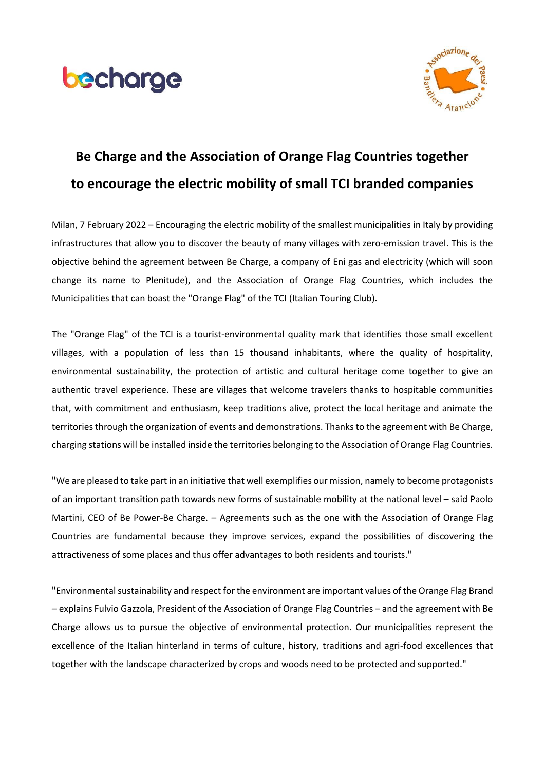# Be Charge and the Association of Orange Flag Countries together to encourage the electric mobility of small TCI branded companies

Milan, 7 February 2022 – Encouraging the electric mobility of the smallest municipalities in Italy by providing infrastructures that allow you to discover the beauty of many villages with zero-emission travel. This is the objective behind the agreement between Be Charge, a company of Eni gas and electricity (which will soon change its name to Plenitude), and the Association of Orange Flag Countries, which includes the Municipalities that can boast the "Orange Flag" of the TCI (Italian Touring Club).

The "Orange Flag" of the TCI is a tourist-environmental quality mark that identifies those small excellent villages, with a population of less than 15 thousand inhabitants, where the quality of hospitality, environmental sustainability, the protection of artistic and cultural heritage come together to give an authentic travel experience. These are villages that welcome travelers thanks to hospitable communities that, with commitment and enthusiasm, keep traditions alive, protect the local heritage and animate the territories through the organization of events and demonstrations. Thanks to the agreement with Be Charge, charging stations will be installed inside the territories belonging to the Association of Orange Flag Countries.

"We are pleased to take part in an initiative that well exemplifies our mission, namely to become protagonists of an important transition path towards new forms of sustainable mobility at the national level – said Paolo Martini, CEO of Be Power-Be Charge. – Agreements such as the one with the Association of Orange Flag Countries are fundamental because they improve services, expand the possibilities of discovering the attractiveness of some places and thus offer advantages to both residents and tourists."

"Environmental sustainability and respect for the environment are important values of the Orange Flag Brand – explains Fulvio Gazzola, President of the Association of Orange Flag Countries – and the agreement with Be Charge allows us to pursue the objective of environmental protection. Our municipalities represent the excellence of the Italian hinterland in terms of culture, history, traditions and agri-food excellences that together with the landscape characterized by crops and woods need to be protected and supported."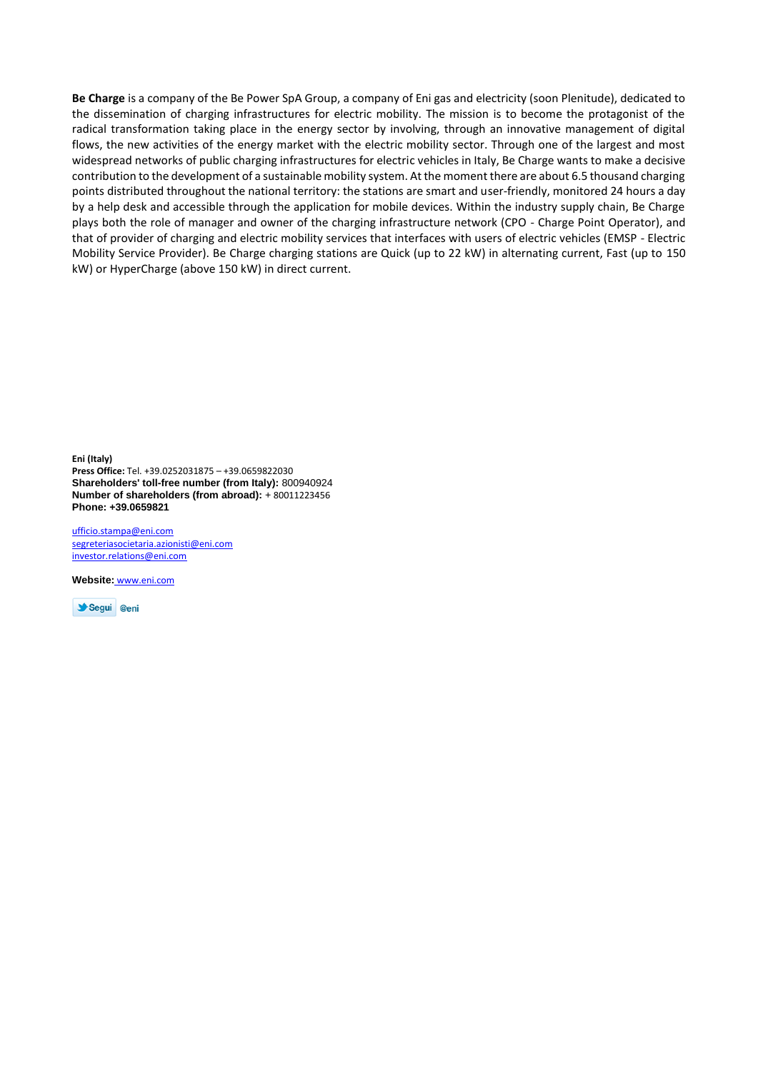**Be Charge** is a company of the Be Power SpA Group, a company of Eni gas and electricity (soon Plenitude), dedicated to the dissemination of charging infrastructures for electric mobility. The mission is to become the protagonist of the radical transformation taking place in the energy sector by involving, through an innovative management of digital flows, the new activities of the energy market with the electric mobility sector. Through one of the largest and most widespread networks of public charging infrastructures for electric vehicles in Italy, Be Charge wants to make a decisive contribution to the development of a sustainable mobility system. At the moment there are about 6.5 thousand charging points distributed throughout the national territory: the stations are smart and user-friendly, monitored 24 hours a day by a help desk and accessible through the application for mobile devices. Within the industry supply chain, Be Charge plays both the role of manager and owner of the charging infrastructure network (CPO - Charge Point Operator), and that of provider of charging and electric mobility services that interfaces with users of electric vehicles (EMSP - Electric Mobility Service Provider). Be Charge charging stations are Quick (up to 22 kW) in alternating current, Fast (up to 150 kW) or HyperCharge (above 150 kW) in direct current.

**Eni (Italy)**
**Press Office:** Tel. +39.0252031875 – +39.0659822030
**Shareholders' toll-free number (from Italy):** 800940924
**Number of shareholders (from abroad):** + 80011223456
**Phone: +39.0659821**

ufficio.stampa@eni.com
segreteriasocietaria.azionisti@eni.com
investor.relations@eni.com

**Website:** www.eni.com

Segui @eni